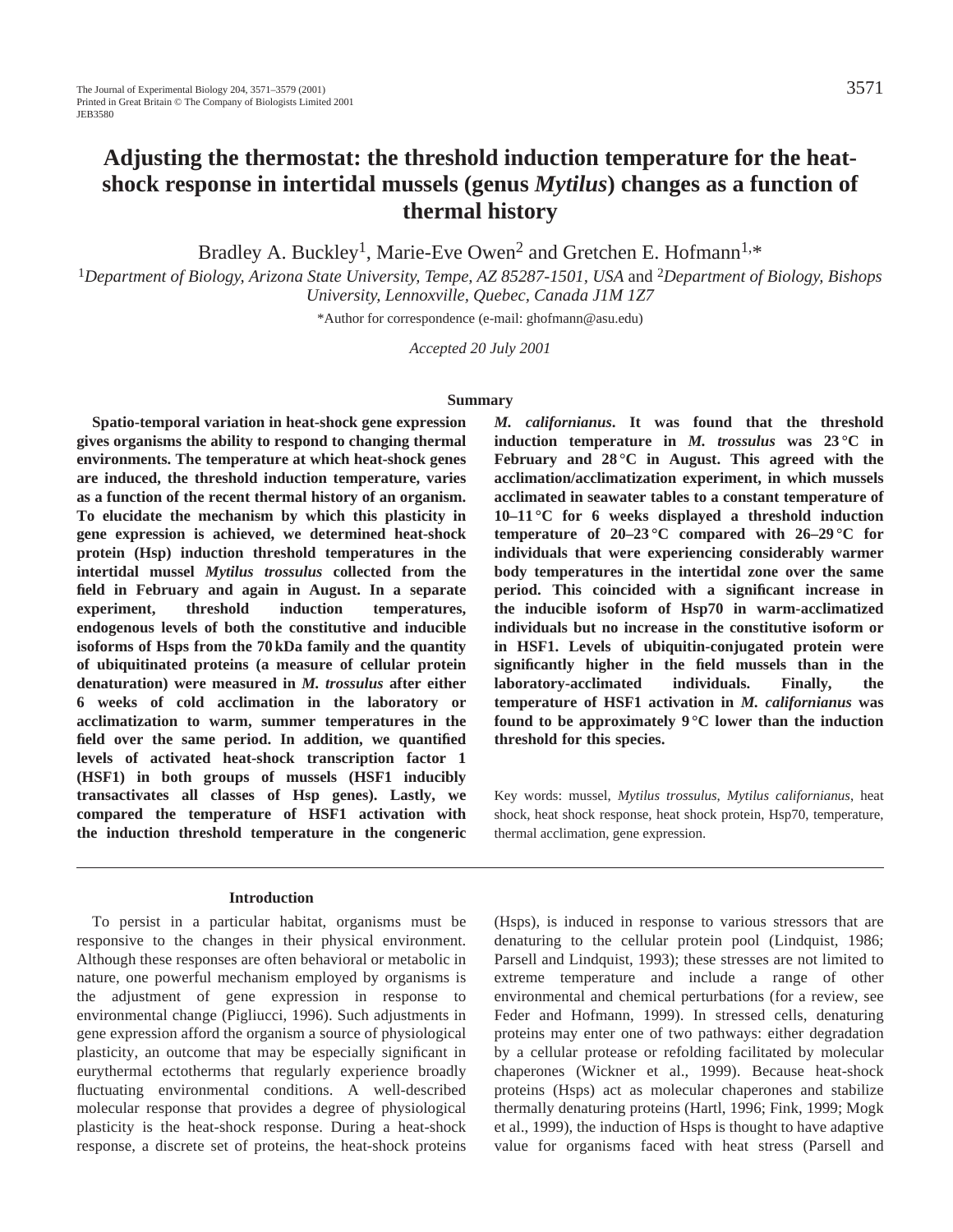# Adjusting the thermostat: the threshold induction temperature for the heat-shock response in intertidal mussels (genus *Mytilus*) changes as a function of thermal history

Bradley A. Buckley[1], Marie-Eve Owen[2] and Gretchen E. Hofmann[1,*]

[1]*Department of Biology, Arizona State University, Tempe, AZ 85287-1501, USA* and [2]*Department of Biology, Bishops University, Lennoxville, Quebec, Canada J1M 1Z7*

*Author for correspondence (e-mail: ghofmann@asu.edu)

*Accepted 20 July 2001*

## Summary

**Spatio-temporal variation in heat-shock gene expression gives organisms the ability to respond to changing thermal environments. The temperature at which heat-shock genes are induced, the threshold induction temperature, varies as a function of the recent thermal history of an organism. To elucidate the mechanism by which this plasticity in gene expression is achieved, we determined heat-shock protein (Hsp) induction threshold temperatures in the intertidal mussel *Mytilus trossulus* collected from the field in February and again in August. In a separate experiment, threshold induction temperatures, endogenous levels of both the constitutive and inducible isoforms of Hsps from the 70 kDa family and the quantity of ubiquitinated proteins (a measure of cellular protein denaturation) were measured in *M. trossulus* after either 6 weeks of cold acclimation in the laboratory or acclimatization to warm, summer temperatures in the field over the same period. In addition, we quantified levels of activated heat-shock transcription factor 1 (HSF1) in both groups of mussels (HSF1 inducibly transactivates all classes of Hsp genes). Lastly, we compared the temperature of HSF1 activation with the induction threshold temperature in the congeneric *M. californianus*. It was found that the threshold induction temperature in *M. trossulus* was 23 °C in February and 28 °C in August. This agreed with the acclimation/acclimatization experiment, in which mussels acclimated in seawater tables to a constant temperature of 10–11 °C for 6 weeks displayed a threshold induction temperature of 20–23 °C compared with 26–29 °C for individuals that were experiencing considerably warmer body temperatures in the intertidal zone over the same period. This coincided with a significant increase in the inducible isoform of Hsp70 in warm-acclimatized individuals but no increase in the constitutive isoform or in HSF1. Levels of ubiquitin-conjugated protein were significantly higher in the field mussels than in the laboratory-acclimated individuals. Finally, the temperature of HSF1 activation in *M. californianus* was found to be approximately 9 °C lower than the induction threshold for this species.**

Key words: mussel, *Mytilus trossulus*, *Mytilus californianus*, heat shock, heat shock response, heat shock protein, Hsp70, temperature, thermal acclimation, gene expression.

## Introduction

To persist in a particular habitat, organisms must be responsive to the changes in their physical environment. Although these responses are often behavioral or metabolic in nature, one powerful mechanism employed by organisms is the adjustment of gene expression in response to environmental change (Pigliucci, 1996). Such adjustments in gene expression afford the organism a source of physiological plasticity, an outcome that may be especially significant in eurythermal ectotherms that regularly experience broadly fluctuating environmental conditions. A well-described molecular response that provides a degree of physiological plasticity is the heat-shock response. During a heat-shock response, a discrete set of proteins, the heat-shock proteins (Hsps), is induced in response to various stressors that are denaturing to the cellular protein pool (Lindquist, 1986; Parsell and Lindquist, 1993); these stresses are not limited to extreme temperature and include a range of other environmental and chemical perturbations (for a review, see Feder and Hofmann, 1999). In stressed cells, denaturing proteins may enter one of two pathways: either degradation by a cellular protease or refolding facilitated by molecular chaperones (Wickner et al., 1999). Because heat-shock proteins (Hsps) act as molecular chaperones and stabilize thermally denaturing proteins (Hartl, 1996; Fink, 1999; Mogk et al., 1999), the induction of Hsps is thought to have adaptive value for organisms faced with heat stress (Parsell and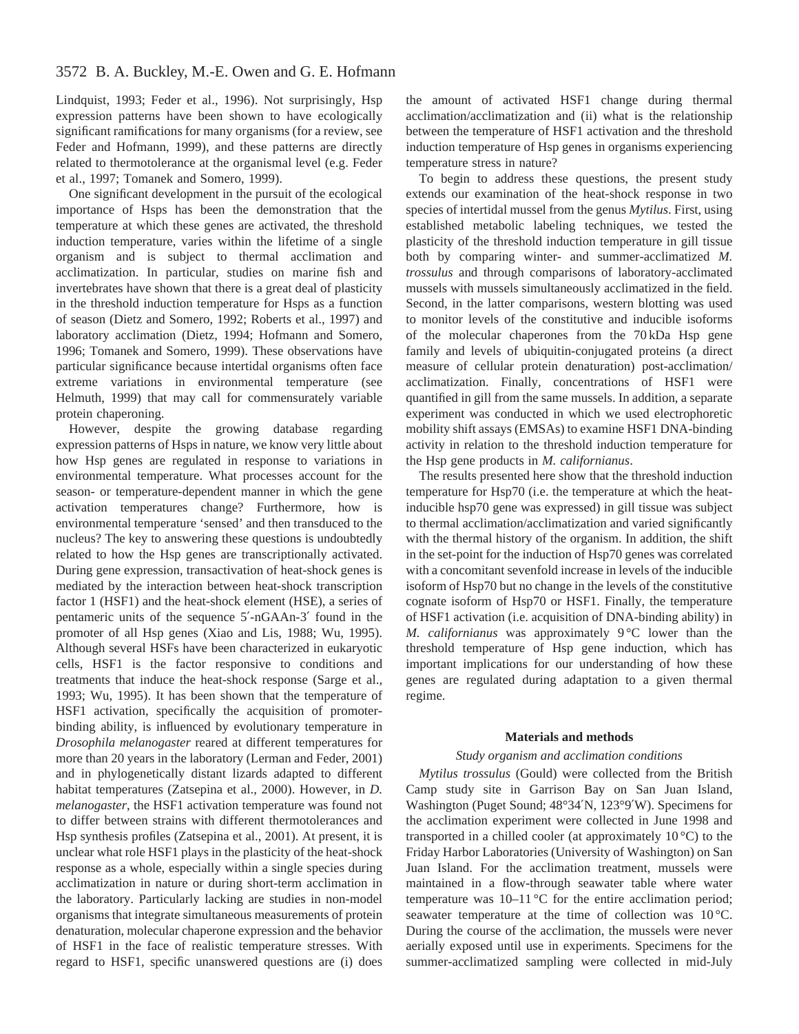Lindquist, 1993; Feder et al., 1996). Not surprisingly, Hsp expression patterns have been shown to have ecologically significant ramifications for many organisms (for a review, see Feder and Hofmann, 1999), and these patterns are directly related to thermotolerance at the organismal level (e.g. Feder et al., 1997; Tomanek and Somero, 1999).

One significant development in the pursuit of the ecological importance of Hsps has been the demonstration that the temperature at which these genes are activated, the threshold induction temperature, varies within the lifetime of a single organism and is subject to thermal acclimation and acclimatization. In particular, studies on marine fish and invertebrates have shown that there is a great deal of plasticity in the threshold induction temperature for Hsps as a function of season (Dietz and Somero, 1992; Roberts et al., 1997) and laboratory acclimation (Dietz, 1994; Hofmann and Somero, 1996; Tomanek and Somero, 1999). These observations have particular significance because intertidal organisms often face extreme variations in environmental temperature (see Helmuth, 1999) that may call for commensurately variable protein chaperoning.

However, despite the growing database regarding expression patterns of Hsps in nature, we know very little about how Hsp genes are regulated in response to variations in environmental temperature. What processes account for the season- or temperature-dependent manner in which the gene activation temperatures change? Furthermore, how is environmental temperature 'sensed' and then transduced to the nucleus? The key to answering these questions is undoubtedly related to how the Hsp genes are transcriptionally activated. During gene expression, transactivation of heat-shock genes is mediated by the interaction between heat-shock transcription factor 1 (HSF1) and the heat-shock element (HSE), a series of pentameric units of the sequence 5′-nGAAn-3′ found in the promoter of all Hsp genes (Xiao and Lis, 1988; Wu, 1995). Although several HSFs have been characterized in eukaryotic cells, HSF1 is the factor responsive to conditions and treatments that induce the heat-shock response (Sarge et al., 1993; Wu, 1995). It has been shown that the temperature of HSF1 activation, specifically the acquisition of promoter-binding ability, is influenced by evolutionary temperature in *Drosophila melanogaster* reared at different temperatures for more than 20 years in the laboratory (Lerman and Feder, 2001) and in phylogenetically distant lizards adapted to different habitat temperatures (Zatsepina et al., 2000). However, in *D. melanogaster*, the HSF1 activation temperature was found not to differ between strains with different thermotolerances and Hsp synthesis profiles (Zatsepina et al., 2001). At present, it is unclear what role HSF1 plays in the plasticity of the heat-shock response as a whole, especially within a single species during acclimatization in nature or during short-term acclimation in the laboratory. Particularly lacking are studies in non-model organisms that integrate simultaneous measurements of protein denaturation, molecular chaperone expression and the behavior of HSF1 in the face of realistic temperature stresses. With regard to HSF1, specific unanswered questions are (i) does the amount of activated HSF1 change during thermal acclimation/acclimatization and (ii) what is the relationship between the temperature of HSF1 activation and the threshold induction temperature of Hsp genes in organisms experiencing temperature stress in nature?

To begin to address these questions, the present study extends our examination of the heat-shock response in two species of intertidal mussel from the genus *Mytilus*. First, using established metabolic labeling techniques, we tested the plasticity of the threshold induction temperature in gill tissue both by comparing winter- and summer-acclimatized *M. trossulus* and through comparisons of laboratory-acclimated mussels with mussels simultaneously acclimatized in the field. Second, in the latter comparisons, western blotting was used to monitor levels of the constitutive and inducible isoforms of the molecular chaperones from the 70 kDa Hsp gene family and levels of ubiquitin-conjugated proteins (a direct measure of cellular protein denaturation) post-acclimation/acclimatization. Finally, concentrations of HSF1 were quantified in gill from the same mussels. In addition, a separate experiment was conducted in which we used electrophoretic mobility shift assays (EMSAs) to examine HSF1 DNA-binding activity in relation to the threshold induction temperature for the Hsp gene products in *M. californianus*.

The results presented here show that the threshold induction temperature for Hsp70 (i.e. the temperature at which the heat-inducible hsp70 gene was expressed) in gill tissue was subject to thermal acclimation/acclimatization and varied significantly with the thermal history of the organism. In addition, the shift in the set-point for the induction of Hsp70 genes was correlated with a concomitant sevenfold increase in levels of the inducible isoform of Hsp70 but no change in the levels of the constitutive cognate isoform of Hsp70 or HSF1. Finally, the temperature of HSF1 activation (i.e. acquisition of DNA-binding ability) in *M. californianus* was approximately 9 °C lower than the threshold temperature of Hsp gene induction, which has important implications for our understanding of how these genes are regulated during adaptation to a given thermal regime.

## Materials and methods

### *Study organism and acclimation conditions*

*Mytilus trossulus* (Gould) were collected from the British Camp study site in Garrison Bay on San Juan Island, Washington (Puget Sound; 48°34′N, 123°9′W). Specimens for the acclimation experiment were collected in June 1998 and transported in a chilled cooler (at approximately 10 °C) to the Friday Harbor Laboratories (University of Washington) on San Juan Island. For the acclimation treatment, mussels were maintained in a flow-through seawater table where water temperature was 10–11 °C for the entire acclimation period; seawater temperature at the time of collection was 10 °C. During the course of the acclimation, the mussels were never aerially exposed until use in experiments. Specimens for the summer-acclimatized sampling were collected in mid-July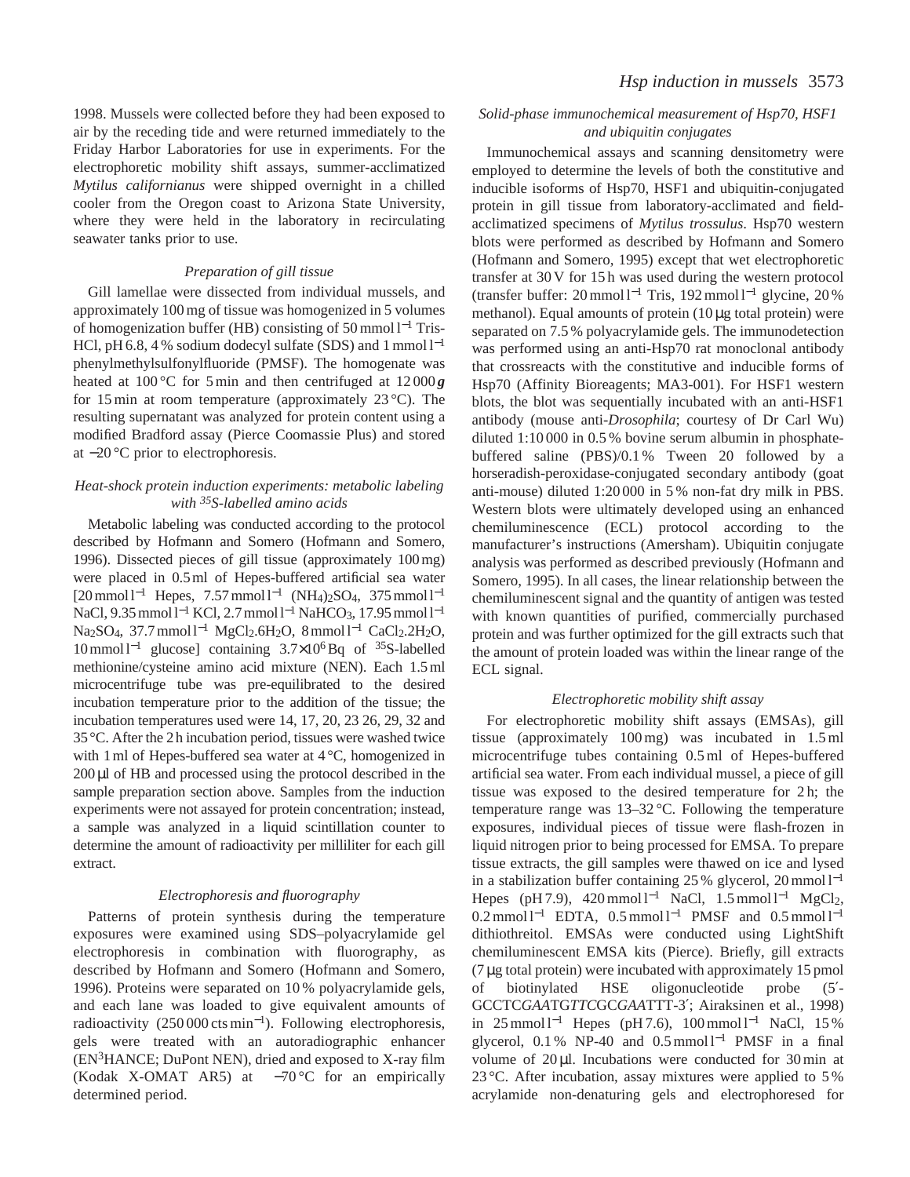1998. Mussels were collected before they had been exposed to air by the receding tide and were returned immediately to the Friday Harbor Laboratories for use in experiments. For the electrophoretic mobility shift assays, summer-acclimatized *Mytilus californianus* were shipped overnight in a chilled cooler from the Oregon coast to Arizona State University, where they were held in the laboratory in recirculating seawater tanks prior to use.

### *Preparation of gill tissue*

Gill lamellae were dissected from individual mussels, and approximately 100 mg of tissue was homogenized in 5 volumes of homogenization buffer (HB) consisting of 50 mmol $l^{-1}$ Tris-HCl, pH 6.8, 4 % sodium dodecyl sulfate (SDS) and 1 mmol $l^{-1}$ phenylmethylsulfonylfluoride (PMSF). The homogenate was heated at 100 °C for 5 min and then centrifuged at 12 000 ***g*** for 15 min at room temperature (approximately 23 °C). The resulting supernatant was analyzed for protein content using a modified Bradford assay (Pierce Coomassie Plus) and stored at −20 °C prior to electrophoresis.

### *Heat-shock protein induction experiments: metabolic labeling with $^{35}$S-labelled amino acids*

Metabolic labeling was conducted according to the protocol described by Hofmann and Somero (Hofmann and Somero, 1996). Dissected pieces of gill tissue (approximately 100 mg) were placed in 0.5 ml of Hepes-buffered artificial sea water [20 mmol $l^{-1}$ Hepes, 7.57 mmol $l^{-1}$ $(NH_4)_2SO_4$, 375 mmol $l^{-1}$ NaCl, 9.35 mmol $l^{-1}$ KCl, 2.7 mmol $l^{-1}$ $NaHCO_3$, 17.95 mmol $l^{-1}$ $Na_2SO_4$, 37.7 mmol $l^{-1}$ $MgCl_2.6H_2O$, 8 mmol $l^{-1}$ $CaCl_2.2H_2O$, 10 mmol $l^{-1}$ glucose] containing $3.7\times10^6$ Bq of $^{35}$S-labelled methionine/cysteine amino acid mixture (NEN). Each 1.5 ml microcentrifuge tube was pre-equilibrated to the desired incubation temperature prior to the addition of the tissue; the incubation temperatures used were 14, 17, 20, 23 26, 29, 32 and 35 °C. After the 2 h incubation period, tissues were washed twice with 1 ml of Hepes-buffered sea water at 4 °C, homogenized in 200 μl of HB and processed using the protocol described in the sample preparation section above. Samples from the induction experiments were not assayed for protein concentration; instead, a sample was analyzed in a liquid scintillation counter to determine the amount of radioactivity per milliliter for each gill extract.

### *Electrophoresis and fluorography*

Patterns of protein synthesis during the temperature exposures were examined using SDS–polyacrylamide gel electrophoresis in combination with fluorography, as described by Hofmann and Somero (Hofmann and Somero, 1996). Proteins were separated on 10 % polyacrylamide gels, and each lane was loaded to give equivalent amounts of radioactivity (250 000 cts $min^{-1}$). Following electrophoresis, gels were treated with an autoradiographic enhancer (EN$^3$HANCE; DuPont NEN), dried and exposed to X-ray film (Kodak X-OMAT AR5) at −70 °C for an empirically determined period.

### *Solid-phase immunochemical measurement of Hsp70, HSF1 and ubiquitin conjugates*

Immunochemical assays and scanning densitometry were employed to determine the levels of both the constitutive and inducible isoforms of Hsp70, HSF1 and ubiquitin-conjugated protein in gill tissue from laboratory-acclimated and field-acclimatized specimens of *Mytilus trossulus*. Hsp70 western blots were performed as described by Hofmann and Somero (Hofmann and Somero, 1995) except that wet electrophoretic transfer at 30 V for 15 h was used during the western protocol (transfer buffer: 20 mmol $l^{-1}$ Tris, 192 mmol $l^{-1}$ glycine, 20 % methanol). Equal amounts of protein (10 μg total protein) were separated on 7.5 % polyacrylamide gels. The immunodetection was performed using an anti-Hsp70 rat monoclonal antibody that crossreacts with the constitutive and inducible forms of Hsp70 (Affinity Bioreagents; MA3-001). For HSF1 western blots, the blot was sequentially incubated with an anti-HSF1 antibody (mouse anti-*Drosophila*; courtesy of Dr Carl Wu) diluted 1:10 000 in 0.5 % bovine serum albumin in phosphate-buffered saline (PBS)/0.1 % Tween 20 followed by a horseradish-peroxidase-conjugated secondary antibody (goat anti-mouse) diluted 1:20 000 in 5 % non-fat dry milk in PBS. Western blots were ultimately developed using an enhanced chemiluminescence (ECL) protocol according to the manufacturer's instructions (Amersham). Ubiquitin conjugate analysis was performed as described previously (Hofmann and Somero, 1995). In all cases, the linear relationship between the chemiluminescent signal and the quantity of antigen was tested with known quantities of purified, commercially purchased protein and was further optimized for the gill extracts such that the amount of protein loaded was within the linear range of the ECL signal.

### *Electrophoretic mobility shift assay*

For electrophoretic mobility shift assays (EMSAs), gill tissue (approximately 100 mg) was incubated in 1.5 ml microcentrifuge tubes containing 0.5 ml of Hepes-buffered artificial sea water. From each individual mussel, a piece of gill tissue was exposed to the desired temperature for 2 h; the temperature range was 13–32 °C. Following the temperature exposures, individual pieces of tissue were flash-frozen in liquid nitrogen prior to being processed for EMSA. To prepare tissue extracts, the gill samples were thawed on ice and lysed in a stabilization buffer containing 25 % glycerol, 20 mmol $l^{-1}$ Hepes (pH 7.9), 420 mmol $l^{-1}$ NaCl, 1.5 mmol $l^{-1}$ $MgCl_2$, 0.2 mmol $l^{-1}$ EDTA, 0.5 mmol $l^{-1}$ PMSF and 0.5 mmol $l^{-1}$ dithiothreitol. EMSAs were conducted using LightShift chemiluminescent EMSA kits (Pierce). Briefly, gill extracts (7 μg total protein) were incubated with approximately 15 pmol of biotinylated HSE oligonucleotide probe (5′-GCCTC*GAA*TG*TTC*GC*GAA*TTT-3′; Airaksinen et al., 1998) in 25 mmol $l^{-1}$ Hepes (pH 7.6), 100 mmol $l^{-1}$ NaCl, 15 % glycerol, 0.1 % NP-40 and 0.5 mmol $l^{-1}$ PMSF in a final volume of 20 μl. Incubations were conducted for 30 min at 23 °C. After incubation, assay mixtures were applied to 5 % acrylamide non-denaturing gels and electrophoresed for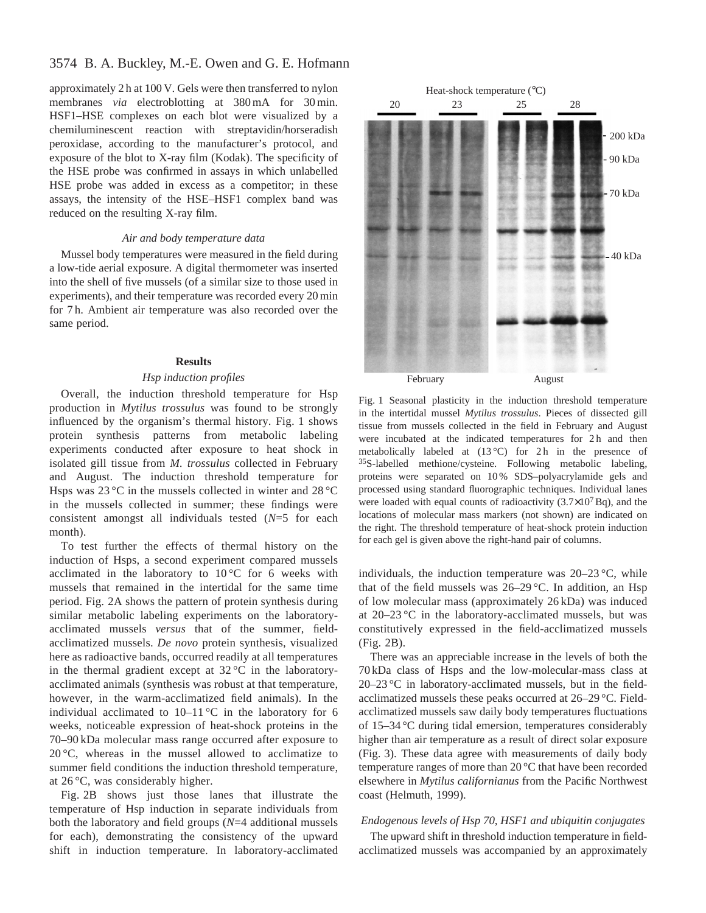approximately 2 h at 100 V. Gels were then transferred to nylon membranes *via* electroblotting at 380 mA for 30 min. HSF1–HSE complexes on each blot were visualized by a chemiluminescent reaction with streptavidin/horseradish peroxidase, according to the manufacturer's protocol, and exposure of the blot to X-ray film (Kodak). The specificity of the HSE probe was confirmed in assays in which unlabelled HSE probe was added in excess as a competitor; in these assays, the intensity of the HSE–HSF1 complex band was reduced on the resulting X-ray film.

### *Air and body temperature data*

Mussel body temperatures were measured in the field during a low-tide aerial exposure. A digital thermometer was inserted into the shell of five mussels (of a similar size to those used in experiments), and their temperature was recorded every 20 min for 7 h. Ambient air temperature was also recorded over the same period.

## Results

### *Hsp induction profiles*

Overall, the induction threshold temperature for Hsp production in *Mytilus trossulus* was found to be strongly influenced by the organism's thermal history. Fig. 1 shows protein synthesis patterns from metabolic labeling experiments conducted after exposure to heat shock in isolated gill tissue from *M. trossulus* collected in February and August. The induction threshold temperature for Hsps was 23 °C in the mussels collected in winter and 28 °C in the mussels collected in summer; these findings were consistent amongst all individuals tested (*N*=5 for each month).

To test further the effects of thermal history on the induction of Hsps, a second experiment compared mussels acclimated in the laboratory to 10 °C for 6 weeks with mussels that remained in the intertidal for the same time period. Fig. 2A shows the pattern of protein synthesis during similar metabolic labeling experiments on the laboratory-acclimated mussels *versus* that of the summer, field-acclimatized mussels. *De novo* protein synthesis, visualized here as radioactive bands, occurred readily at all temperatures in the thermal gradient except at 32 °C in the laboratory-acclimated animals (synthesis was robust at that temperature, however, in the warm-acclimatized field animals). In the individual acclimated to 10–11 °C in the laboratory for 6 weeks, noticeable expression of heat-shock proteins in the 70–90 kDa molecular mass range occurred after exposure to 20 °C, whereas in the mussel allowed to acclimatize to summer field conditions the induction threshold temperature, at 26 °C, was considerably higher.

Fig. 2B shows just those lanes that illustrate the temperature of Hsp induction in separate individuals from both the laboratory and field groups (*N*=4 additional mussels for each), demonstrating the consistency of the upward shift in induction temperature. In laboratory-acclimated individuals, the induction temperature was 20–23 °C, while that of the field mussels was 26–29 °C. In addition, an Hsp of low molecular mass (approximately 26 kDa) was induced at 20–23 °C in the laboratory-acclimated mussels, but was constitutively expressed in the field-acclimatized mussels (Fig. 2B).

There was an appreciable increase in the levels of both the 70 kDa class of Hsps and the low-molecular-mass class at 20–23 °C in laboratory-acclimated mussels, but in the field-acclimatized mussels these peaks occurred at 26–29 °C. Field-acclimatized mussels saw daily body temperatures fluctuations of 15–34 °C during tidal emersion, temperatures considerably higher than air temperature as a result of direct solar exposure (Fig. 3). These data agree with measurements of daily body temperature ranges of more than 20 °C that have been recorded elsewhere in *Mytilus californianus* from the Pacific Northwest coast (Helmuth, 1999).

Fig. 1 Seasonal plasticity in the induction threshold temperature in the intertidal mussel *Mytilus trossulus*. Pieces of dissected gill tissue from mussels collected in the field in February and August were incubated at the indicated temperatures for 2 h and then metabolically labeled at (13 °C) for 2 h in the presence of $^{35}$S-labelled methione/cysteine. Following metabolic labeling, proteins were separated on 10 % SDS–polyacrylamide gels and processed using standard fluorographic techniques. Individual lanes were loaded with equal counts of radioactivity ($3.7\times10^7$ Bq), and the locations of molecular mass markers (not shown) are indicated on the right. The threshold temperature of heat-shock protein induction for each gel is given above the right-hand pair of columns.

### *Endogenous levels of Hsp 70, HSF1 and ubiquitin conjugates*

The upward shift in threshold induction temperature in field-acclimatized mussels was accompanied by an approximately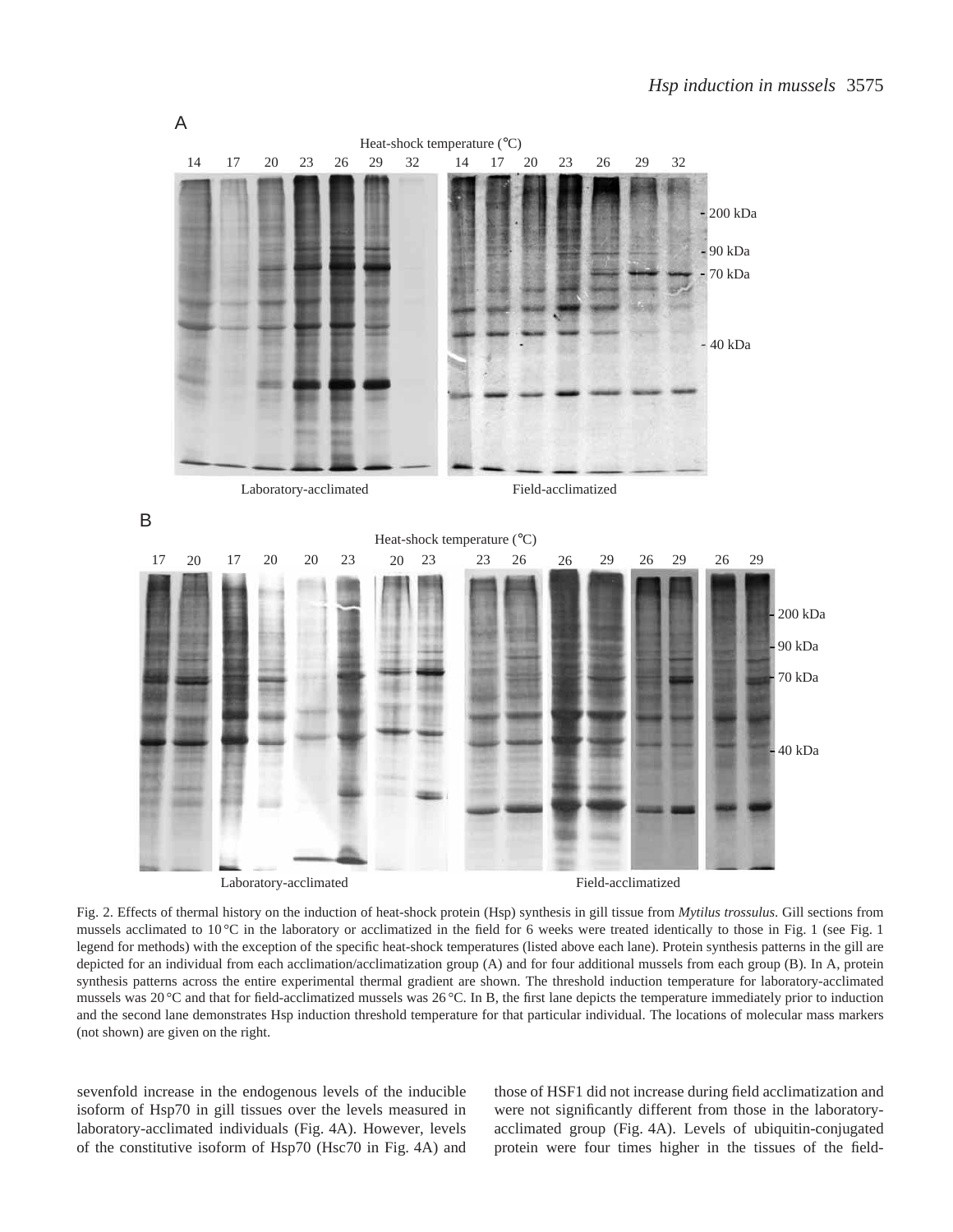Fig. 2. Effects of thermal history on the induction of heat-shock protein (Hsp) synthesis in gill tissue from *Mytilus trossulus*. Gill sections from mussels acclimated to 10 °C in the laboratory or acclimatized in the field for 6 weeks were treated identically to those in Fig. 1 (see Fig. 1 legend for methods) with the exception of the specific heat-shock temperatures (listed above each lane). Protein synthesis patterns in the gill are depicted for an individual from each acclimation/acclimatization group (A) and for four additional mussels from each group (B). In A, protein synthesis patterns across the entire experimental thermal gradient are shown. The threshold induction temperature for laboratory-acclimated mussels was 20 °C and that for field-acclimatized mussels was 26 °C. In B, the first lane depicts the temperature immediately prior to induction and the second lane demonstrates Hsp induction threshold temperature for that particular individual. The locations of molecular mass markers (not shown) are given on the right.

sevenfold increase in the endogenous levels of the inducible isoform of Hsp70 in gill tissues over the levels measured in laboratory-acclimated individuals (Fig. 4A). However, levels of the constitutive isoform of Hsp70 (Hsc70 in Fig. 4A) and those of HSF1 did not increase during field acclimatization and were not significantly different from those in the laboratory-acclimated group (Fig. 4A). Levels of ubiquitin-conjugated protein were four times higher in the tissues of the field-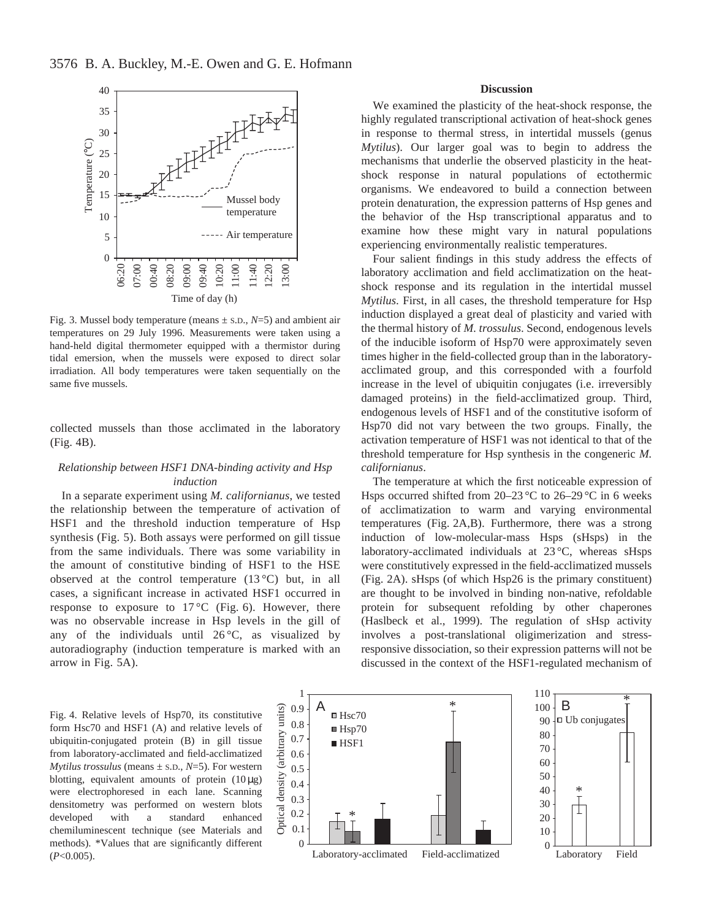Fig. 3. Mussel body temperature (means ± S.D., $N$=5) and ambient air temperatures on 29 July 1996. Measurements were taken using a hand-held digital thermometer equipped with a thermistor during tidal emersion, when the mussels were exposed to direct solar irradiation. All body temperatures were taken sequentially on the same five mussels.

collected mussels than those acclimated in the laboratory (Fig. 4B).

### *Relationship between HSF1 DNA-binding activity and Hsp induction*

In a separate experiment using *M. californianus*, we tested the relationship between the temperature of activation of HSF1 and the threshold induction temperature of Hsp synthesis (Fig. 5). Both assays were performed on gill tissue from the same individuals. There was some variability in the amount of constitutive binding of HSF1 to the HSE observed at the control temperature (13 °C) but, in all cases, a significant increase in activated HSF1 occurred in response to exposure to 17 °C (Fig. 6). However, there was no observable increase in Hsp levels in the gill of any of the individuals until 26 °C, as visualized by autoradiography (induction temperature is marked with an arrow in Fig. 5A).

Fig. 4. Relative levels of Hsp70, its constitutive form Hsc70 and HSF1 (A) and relative levels of ubiquitin-conjugated protein (B) in gill tissue from laboratory-acclimated and field-acclimatized *Mytilus trossulus* (means ± S.D., $N$=5). For western blotting, equivalent amounts of protein (10 μg) were electrophoresed in each lane. Scanning densitometry was performed on western blots developed with a standard enhanced chemiluminescent technique (see Materials and methods). *Values that are significantly different ($P$<0.005).

## Discussion

We examined the plasticity of the heat-shock response, the highly regulated transcriptional activation of heat-shock genes in response to thermal stress, in intertidal mussels (genus *Mytilus*). Our larger goal was to begin to address the mechanisms that underlie the observed plasticity in the heat-shock response in natural populations of ectothermic organisms. We endeavored to build a connection between protein denaturation, the expression patterns of Hsp genes and the behavior of the Hsp transcriptional apparatus and to examine how these might vary in natural populations experiencing environmentally realistic temperatures.

Four salient findings in this study address the effects of laboratory acclimation and field acclimatization on the heat-shock response and its regulation in the intertidal mussel *Mytilus*. First, in all cases, the threshold temperature for Hsp induction displayed a great deal of plasticity and varied with the thermal history of *M. trossulus*. Second, endogenous levels of the inducible isoform of Hsp70 were approximately seven times higher in the field-collected group than in the laboratory-acclimated group, and this corresponded with a fourfold increase in the level of ubiquitin conjugates (i.e. irreversibly damaged proteins) in the field-acclimatized group. Third, endogenous levels of HSF1 and of the constitutive isoform of Hsp70 did not vary between the two groups. Finally, the activation temperature of HSF1 was not identical to that of the threshold temperature for Hsp synthesis in the congeneric *M. californianus*.

The temperature at which the first noticeable expression of Hsps occurred shifted from 20–23 °C to 26–29 °C in 6 weeks of acclimatization to warm and varying environmental temperatures (Fig. 2A,B). Furthermore, there was a strong induction of low-molecular-mass Hsps (sHsps) in the laboratory-acclimated individuals at 23 °C, whereas sHsps were constitutively expressed in the field-acclimatized mussels (Fig. 2A). sHsps (of which Hsp26 is the primary constituent) are thought to be involved in binding non-native, refoldable protein for subsequent refolding by other chaperones (Haslbeck et al., 1999). The regulation of sHsp activity involves a post-translational oligimerization and stress-responsive dissociation, so their expression patterns will not be discussed in the context of the HSF1-regulated mechanism of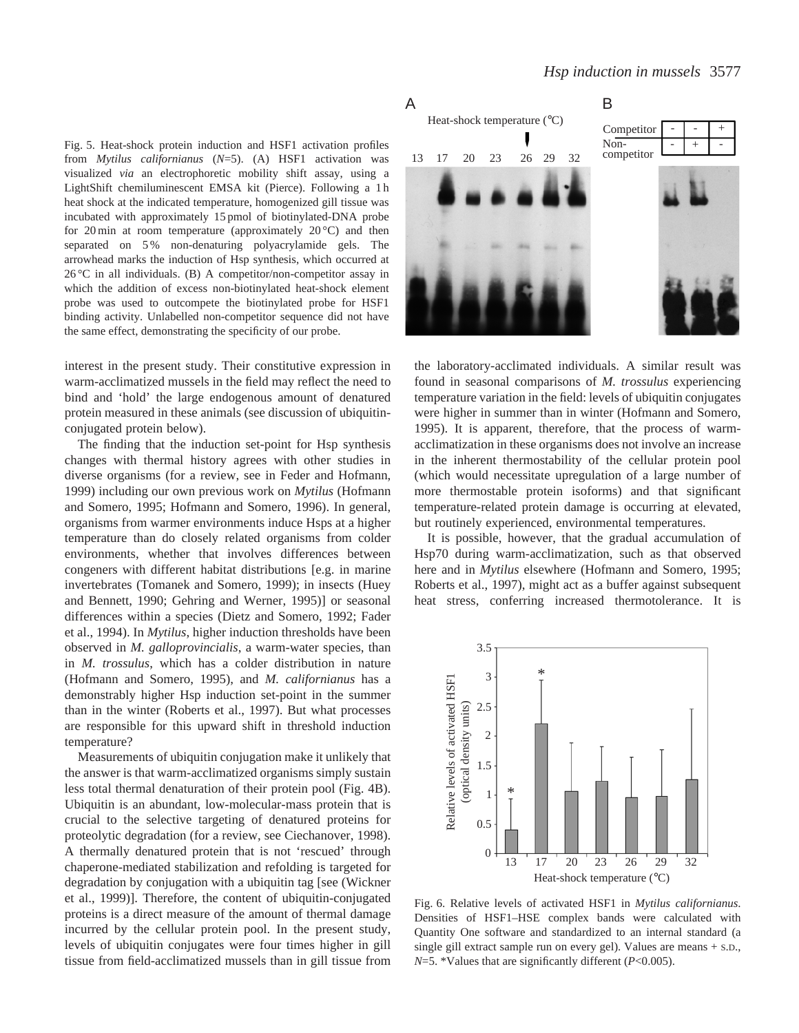Fig. 5. Heat-shock protein induction and HSF1 activation profiles from *Mytilus californianus* (*N*=5). (A) HSF1 activation was visualized *via* an electrophoretic mobility shift assay, using a LightShift chemiluminescent EMSA kit (Pierce). Following a 1 h heat shock at the indicated temperature, homogenized gill tissue was incubated with approximately 15 pmol of biotinylated-DNA probe for 20 min at room temperature (approximately 20 °C) and then separated on 5 % non-denaturing polyacrylamide gels. The arrowhead marks the induction of Hsp synthesis, which occurred at 26 °C in all individuals. (B) A competitor/non-competitor assay in which the addition of excess non-biotinylated heat-shock element probe was used to outcompete the biotinylated probe for HSF1 binding activity. Unlabelled non-competitor sequence did not have the same effect, demonstrating the specificity of our probe.

interest in the present study. Their constitutive expression in warm-acclimatized mussels in the field may reflect the need to bind and 'hold' the large endogenous amount of denatured protein measured in these animals (see discussion of ubiquitin-conjugated protein below).

The finding that the induction set-point for Hsp synthesis changes with thermal history agrees with other studies in diverse organisms (for a review, see in Feder and Hofmann, 1999) including our own previous work on *Mytilus* (Hofmann and Somero, 1995; Hofmann and Somero, 1996). In general, organisms from warmer environments induce Hsps at a higher temperature than do closely related organisms from colder environments, whether that involves differences between congeners with different habitat distributions [e.g. in marine invertebrates (Tomanek and Somero, 1999); in insects (Huey and Bennett, 1990; Gehring and Werner, 1995)] or seasonal differences within a species (Dietz and Somero, 1992; Fader et al., 1994). In *Mytilus*, higher induction thresholds have been observed in *M. galloprovincialis*, a warm-water species, than in *M. trossulus*, which has a colder distribution in nature (Hofmann and Somero, 1995), and *M. californianus* has a demonstrably higher Hsp induction set-point in the summer than in the winter (Roberts et al., 1997). But what processes are responsible for this upward shift in threshold induction temperature?

Measurements of ubiquitin conjugation make it unlikely that the answer is that warm-acclimatized organisms simply sustain less total thermal denaturation of their protein pool (Fig. 4B). Ubiquitin is an abundant, low-molecular-mass protein that is crucial to the selective targeting of denatured proteins for proteolytic degradation (for a review, see Ciechanover, 1998). A thermally denatured protein that is not 'rescued' through chaperone-mediated stabilization and refolding is targeted for degradation by conjugation with a ubiquitin tag [see (Wickner et al., 1999)]. Therefore, the content of ubiquitin-conjugated proteins is a direct measure of the amount of thermal damage incurred by the cellular protein pool. In the present study, levels of ubiquitin conjugates were four times higher in gill tissue from field-acclimatized mussels than in gill tissue from the laboratory-acclimated individuals. A similar result was found in seasonal comparisons of *M. trossulus* experiencing temperature variation in the field: levels of ubiquitin conjugates were higher in summer than in winter (Hofmann and Somero, 1995). It is apparent, therefore, that the process of warm-acclimatization in these organisms does not involve an increase in the inherent thermostability of the cellular protein pool (which would necessitate upregulation of a large number of more thermostable protein isoforms) and that significant temperature-related protein damage is occurring at elevated, but routinely experienced, environmental temperatures.

It is possible, however, that the gradual accumulation of Hsp70 during warm-acclimatization, such as that observed here and in *Mytilus* elsewhere (Hofmann and Somero, 1995; Roberts et al., 1997), might act as a buffer against subsequent heat stress, conferring increased thermotolerance. It is

Fig. 6. Relative levels of activated HSF1 in *Mytilus californianus*. Densities of HSF1–HSE complex bands were calculated with Quantity One software and standardized to an internal standard (a single gill extract sample run on every gel). Values are means + S.D., *N*=5. *Values that are significantly different ($P$<0.005).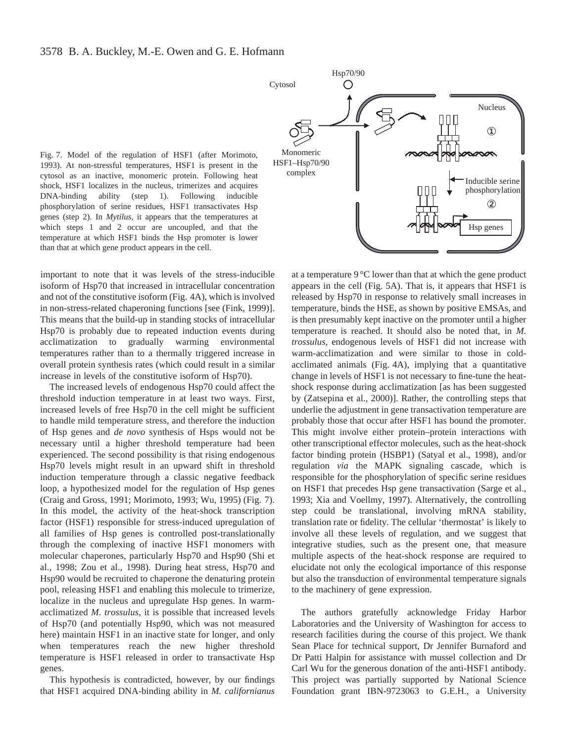Fig. 7. Model of the regulation of HSF1 (after Morimoto, 1993). At non-stressful temperatures, HSF1 is present in the cytosol as an inactive, monomeric protein. Following heat shock, HSF1 localizes in the nucleus, trimerizes and acquires DNA-binding ability (step 1). Following inducible phosphorylation of serine residues, HSF1 transactivates Hsp genes (step 2). In *Mytilus*, it appears that the temperatures at which steps 1 and 2 occur are uncoupled, and that the temperature at which HSF1 binds the Hsp promoter is lower than that at which gene product appears in the cell.

important to note that it was levels of the stress-inducible isoform of Hsp70 that increased in intracellular concentration and not of the constitutive isoform (Fig. 4A), which is involved in non-stress-related chaperoning functions [see (Fink, 1999)]. This means that the build-up in standing stocks of intracellular Hsp70 is probably due to repeated induction events during acclimatization to gradually warming environmental temperatures rather than to a thermally triggered increase in overall protein synthesis rates (which could result in a similar increase in levels of the constitutive isoform of Hsp70).

The increased levels of endogenous Hsp70 could affect the threshold induction temperature in at least two ways. First, increased levels of free Hsp70 in the cell might be sufficient to handle mild temperature stress, and therefore the induction of Hsp genes and *de novo* synthesis of Hsps would not be necessary until a higher threshold temperature had been experienced. The second possibility is that rising endogenous Hsp70 levels might result in an upward shift in threshold induction temperature through a classic negative feedback loop, a hypothesized model for the regulation of Hsp genes (Craig and Gross, 1991; Morimoto, 1993; Wu, 1995) (Fig. 7). In this model, the activity of the heat-shock transcription factor (HSF1) responsible for stress-induced upregulation of all families of Hsp genes is controlled post-translationally through the complexing of inactive HSF1 monomers with molecular chaperones, particularly Hsp70 and Hsp90 (Shi et al., 1998; Zou et al., 1998). During heat stress, Hsp70 and Hsp90 would be recruited to chaperone the denaturing protein pool, releasing HSF1 and enabling this molecule to trimerize, localize in the nucleus and upregulate Hsp genes. In warm-acclimatized *M. trossulus*, it is possible that increased levels of Hsp70 (and potentially Hsp90, which was not measured here) maintain HSF1 in an inactive state for longer, and only when temperatures reach the new higher threshold temperature is HSF1 released in order to transactivate Hsp genes.

This hypothesis is contradicted, however, by our findings that HSF1 acquired DNA-binding ability in *M. californianus* at a temperature 9 °C lower than that at which the gene product appears in the cell (Fig. 5A). That is, it appears that HSF1 is released by Hsp70 in response to relatively small increases in temperature, binds the HSE, as shown by positive EMSAs, and is then presumably kept inactive on the promoter until a higher temperature is reached. It should also be noted that, in *M. trossulus*, endogenous levels of HSF1 did not increase with warm-acclimatization and were similar to those in cold-acclimated animals (Fig. 4A), implying that a quantitative change in levels of HSF1 is not necessary to fine-tune the heat-shock response during acclimatization [as has been suggested by (Zatsepina et al., 2000)]. Rather, the controlling steps that underlie the adjustment in gene transactivation temperature are probably those that occur after HSF1 has bound the promoter. This might involve either protein–protein interactions with other transcriptional effector molecules, such as the heat-shock factor binding protein (HSBP1) (Satyal et al., 1998), and/or regulation *via* the MAPK signaling cascade, which is responsible for the phosphorylation of specific serine residues on HSF1 that precedes Hsp gene transactivation (Sarge et al., 1993; Xia and Voellmy, 1997). Alternatively, the controlling step could be translational, involving mRNA stability, translation rate or fidelity. The cellular 'thermostat' is likely to involve all these levels of regulation, and we suggest that integrative studies, such as the present one, that measure multiple aspects of the heat-shock response are required to elucidate not only the ecological importance of this response but also the transduction of environmental temperature signals to the machinery of gene expression.

The authors gratefully acknowledge Friday Harbor Laboratories and the University of Washington for access to research facilities during the course of this project. We thank Sean Place for technical support, Dr Jennifer Burnaford and Dr Patti Halpin for assistance with mussel collection and Dr Carl Wu for the generous donation of the anti-HSF1 antibody. This project was partially supported by National Science Foundation grant IBN-9723063 to G.E.H., a University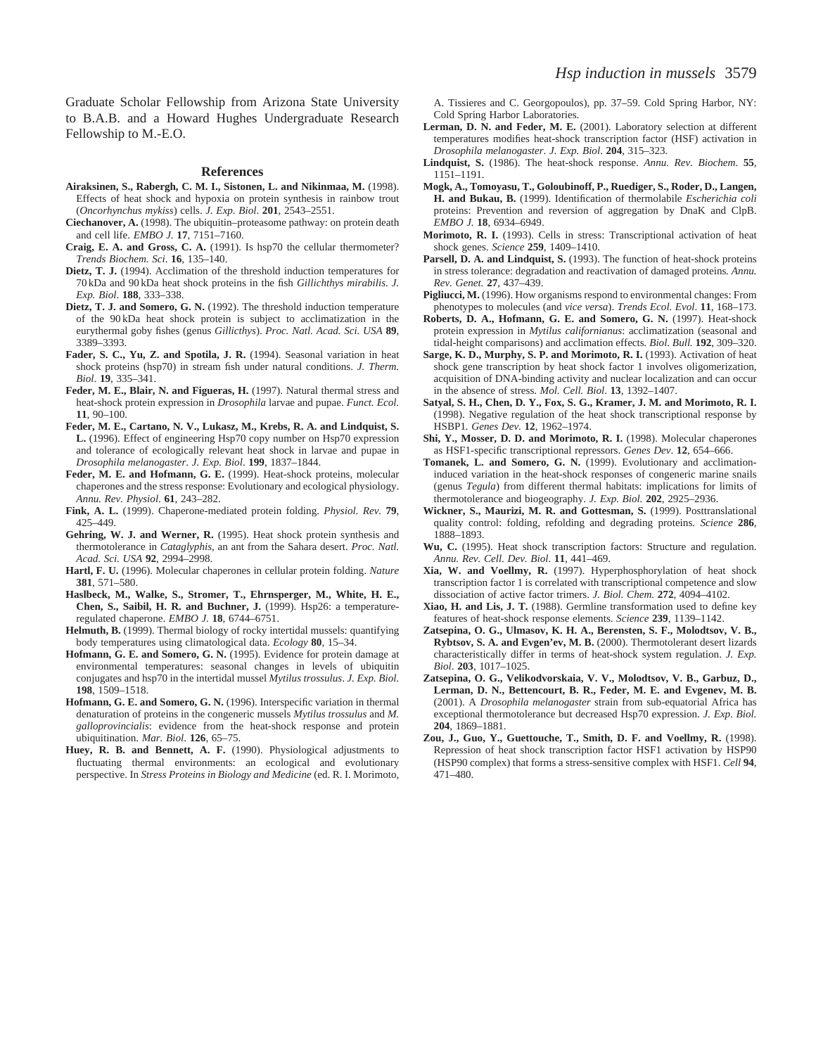Graduate Scholar Fellowship from Arizona State University to B.A.B. and a Howard Hughes Undergraduate Research Fellowship to M.-E.O.

## References

**Airaksinen, S., Rabergh, C. M. I., Sistonen, L. and Nikinmaa, M.** (1998). Effects of heat shock and hypoxia on protein synthesis in rainbow trout (*Oncorhynchus mykiss*) cells. *J. Exp. Biol.* **201**, 2543–2551.

**Ciechanover, A.** (1998). The ubiquitin–proteasome pathway: on protein death and cell life. *EMBO J.* **17**, 7151–7160.

**Craig, E. A. and Gross, C. A.** (1991). Is hsp70 the cellular thermometer? *Trends Biochem. Sci*. **16**, 135–140.

**Dietz, T. J.** (1994). Acclimation of the threshold induction temperatures for 70 kDa and 90 kDa heat shock proteins in the fish *Gillichthys mirabilis*. *J. Exp. Biol*. **188**, 333–338.

**Dietz, T. J. and Somero, G. N.** (1992). The threshold induction temperature of the 90 kDa heat shock protein is subject to acclimatization in the eurythermal goby fishes (genus *Gillicthys*). *Proc. Natl. Acad. Sci. USA* **89**, 3389–3393.

**Fader, S. C., Yu, Z. and Spotila, J. R.** (1994). Seasonal variation in heat shock proteins (hsp70) in stream fish under natural conditions. *J. Therm. Biol*. **19**, 335–341.

**Feder, M. E., Blair, N. and Figueras, H.** (1997). Natural thermal stress and heat-shock protein expression in *Drosophila* larvae and pupae. *Funct. Ecol.* **11**, 90–100.

**Feder, M. E., Cartano, N. V., Lukasz, M., Krebs, R. A. and Lindquist, S. L.** (1996). Effect of engineering Hsp70 copy number on Hsp70 expression and tolerance of ecologically relevant heat shock in larvae and pupae in *Drosophila melanogaster*. *J. Exp. Biol*. **199**, 1837–1844.

**Feder, M. E. and Hofmann, G. E.** (1999). Heat-shock proteins, molecular chaperones and the stress response: Evolutionary and ecological physiology. *Annu. Rev. Physiol.* **61**, 243–282.

**Fink, A. L.** (1999). Chaperone-mediated protein folding. *Physiol. Rev.* **79**, 425–449.

**Gehring, W. J. and Werner, R.** (1995). Heat shock protein synthesis and thermotolerance in *Cataglyphis*, an ant from the Sahara desert. *Proc. Natl. Acad. Sci. USA* **92**, 2994–2998.

**Hartl, F. U.** (1996). Molecular chaperones in cellular protein folding. *Nature* **381**, 571–580.

**Haslbeck, M., Walke, S., Stromer, T., Ehrnsperger, M., White, H. E., Chen, S., Saibil, H. R. and Buchner, J.** (1999). Hsp26: a temperature-regulated chaperone. *EMBO J.* **18**, 6744–6751.

**Helmuth, B.** (1999). Thermal biology of rocky intertidal mussels: quantifying body temperatures using climatological data. *Ecology* **80**, 15–34.

**Hofmann, G. E. and Somero, G. N.** (1995). Evidence for protein damage at environmental temperatures: seasonal changes in levels of ubiquitin conjugates and hsp70 in the intertidal mussel *Mytilus trossulus*. *J. Exp. Biol.* **198**, 1509–1518.

**Hofmann, G. E. and Somero, G. N.** (1996). Interspecific variation in thermal denaturation of proteins in the congeneric mussels *Mytilus trossulus* and *M. galloprovincialis*: evidence from the heat-shock response and protein ubiquitination. *Mar. Biol*. **126**, 65–75.

**Huey, R. B. and Bennett, A. F.** (1990). Physiological adjustments to fluctuating thermal environments: an ecological and evolutionary perspective. In *Stress Proteins in Biology and Medicine* (ed. R. I. Morimoto, A. Tissieres and C. Georgopoulos), pp. 37–59. Cold Spring Harbor, NY: Cold Spring Harbor Laboratories.

**Lerman, D. N. and Feder, M. E.** (2001). Laboratory selection at different temperatures modifies heat-shock transcription factor (HSF) activation in *Drosophila melanogaster*. *J. Exp. Biol*. **204**, 315–323.

**Lindquist, S.** (1986). The heat-shock response. *Annu. Rev. Biochem*. **55**, 1151–1191.

**Mogk, A., Tomoyasu, T., Goloubinoff, P., Ruediger, S., Roder, D., Langen, H. and Bukau, B.** (1999). Identification of thermolabile *Escherichia coli* proteins: Prevention and reversion of aggregation by DnaK and ClpB. *EMBO J.* **18**, 6934–6949.

**Morimoto, R. I.** (1993). Cells in stress: Transcriptional activation of heat shock genes. *Science* **259**, 1409–1410.

**Parsell, D. A. and Lindquist, S.** (1993). The function of heat-shock proteins in stress tolerance: degradation and reactivation of damaged proteins. *Annu. Rev. Genet.* **27**, 437–439.

**Pigliucci, M.** (1996). How organisms respond to environmental changes: From phenotypes to molecules (and *vice versa*). *Trends Ecol. Evol*. **11**, 168–173.

**Roberts, D. A., Hofmann, G. E. and Somero, G. N.** (1997). Heat-shock protein expression in *Mytilus californianus*: acclimatization (seasonal and tidal-height comparisons) and acclimation effects. *Biol. Bull.* **192**, 309–320.

**Sarge, K. D., Murphy, S. P. and Morimoto, R. I.** (1993). Activation of heat shock gene transcription by heat shock factor 1 involves oligomerization, acquisition of DNA-binding activity and nuclear localization and can occur in the absence of stress. *Mol. Cell. Biol*. **13**, 1392–1407.

**Satyal, S. H., Chen, D. Y., Fox, S. G., Kramer, J. M. and Morimoto, R. I.** (1998). Negative regulation of the heat shock transcriptional response by HSBP1. *Genes Dev.* **12**, 1962–1974.

**Shi, Y., Mosser, D. D. and Morimoto, R. I.** (1998). Molecular chaperones as HSF1-specific transcriptional repressors. *Genes Dev*. **12**, 654–666.

**Tomanek, L. and Somero, G. N.** (1999). Evolutionary and acclimation-induced variation in the heat-shock responses of congeneric marine snails (genus *Tegula*) from different thermal habitats: implications for limits of thermotolerance and biogeography. *J. Exp. Biol.* **202**, 2925–2936.

**Wickner, S., Maurizi, M. R. and Gottesman, S.** (1999). Posttranslational quality control: folding, refolding and degrading proteins. *Science* **286**, 1888–1893.

**Wu, C.** (1995). Heat shock transcription factors: Structure and regulation. *Annu. Rev. Cell. Dev. Biol*. **11**, 441–469.

**Xia, W. and Voellmy, R.** (1997). Hyperphosphorylation of heat shock transcription factor 1 is correlated with transcriptional competence and slow dissociation of active factor trimers. *J. Biol. Chem.* **272**, 4094–4102.

**Xiao, H. and Lis, J. T.** (1988). Germline transformation used to define key features of heat-shock response elements. *Science* **239**, 1139–1142.

**Zatsepina, O. G., Ulmasov, K. H. A., Berensten, S. F., Molodtsov, V. B., Rybtsov, S. A. and Evgen'ev, M. B.** (2000). Thermotolerant desert lizards characteristically differ in terms of heat-shock system regulation. *J. Exp. Biol*. **203**, 1017–1025.

**Zatsepina, O. G., Velikodvorskaia, V. V., Molodtsov, V. B., Garbuz, D., Lerman, D. N., Bettencourt, B. R., Feder, M. E. and Evgenev, M. B.** (2001). A *Drosophila melanogaster* strain from sub-equatorial Africa has exceptional thermotolerance but decreased Hsp70 expression. *J. Exp. Biol.* **204**, 1869–1881.

**Zou, J., Guo, Y., Guettouche, T., Smith, D. F. and Voellmy, R.** (1998). Repression of heat shock transcription factor HSF1 activation by HSP90 (HSP90 complex) that forms a stress-sensitive complex with HSF1. *Cell* **94**, 471–480.